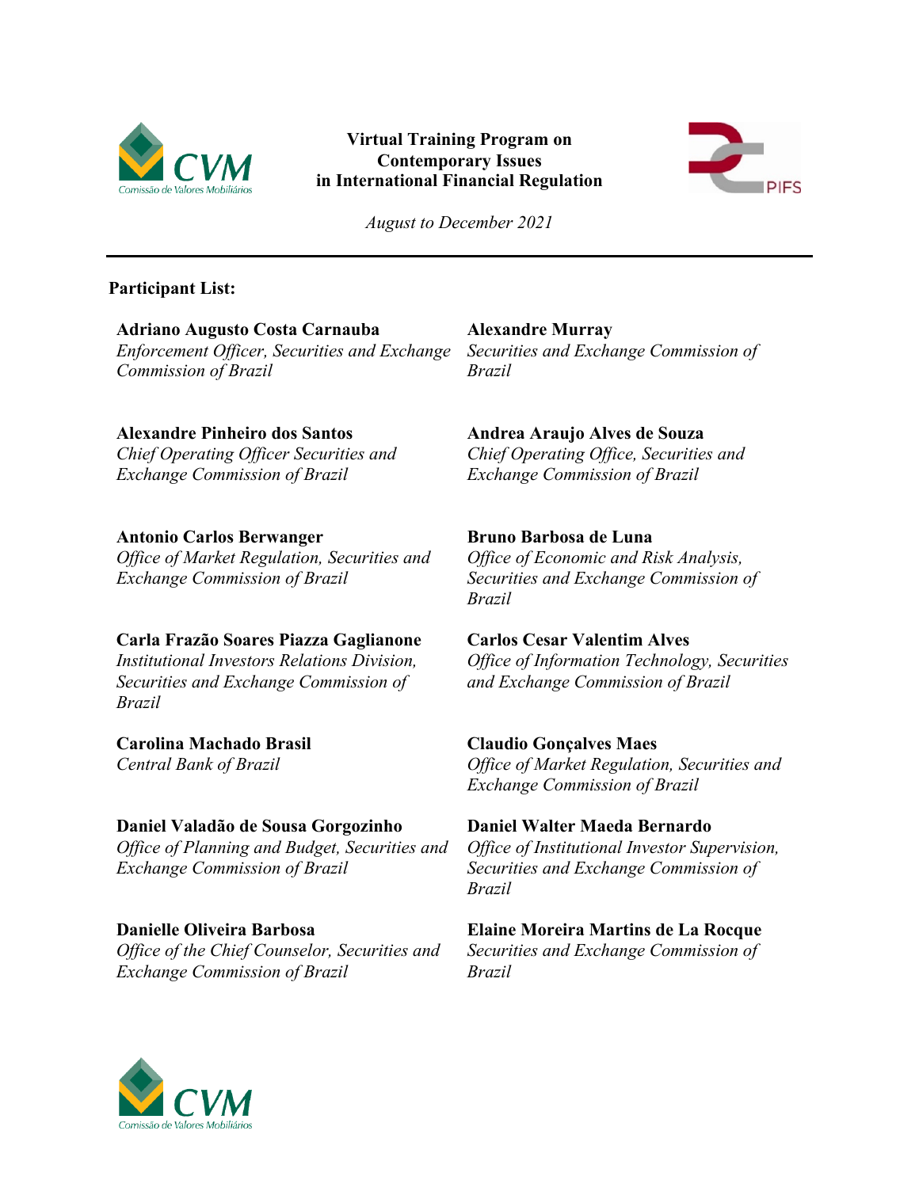**Virtual Training Program on Contemporary Issues in International Financial Regulation**

*August to December 2021*

---

**Participant List:**

**Adriano Augusto Costa Carnauba**
*Enforcement Officer, Securities and Exchange Commission of Brazil*

**Alexandre Murray**
*Securities and Exchange Commission of Brazil*

**Alexandre Pinheiro dos Santos**
*Chief Operating Officer Securities and Exchange Commission of Brazil*

**Andrea Araujo Alves de Souza**
*Chief Operating Office, Securities and Exchange Commission of Brazil*

**Antonio Carlos Berwanger**
*Office of Market Regulation, Securities and Exchange Commission of Brazil*

**Bruno Barbosa de Luna**
*Office of Economic and Risk Analysis, Securities and Exchange Commission of Brazil*

**Carla Frazão Soares Piazza Gaglianone**
*Institutional Investors Relations Division, Securities and Exchange Commission of Brazil*

**Carlos Cesar Valentim Alves**
*Office of Information Technology, Securities and Exchange Commission of Brazil*

**Carolina Machado Brasil**
*Central Bank of Brazil*

**Claudio Gonçalves Maes**
*Office of Market Regulation, Securities and Exchange Commission of Brazil*

**Daniel Valadão de Sousa Gorgozinho**
*Office of Planning and Budget, Securities and Exchange Commission of Brazil*

**Daniel Walter Maeda Bernardo**
*Office of Institutional Investor Supervision, Securities and Exchange Commission of Brazil*

**Danielle Oliveira Barbosa**
*Office of the Chief Counselor, Securities and Exchange Commission of Brazil*

**Elaine Moreira Martins de La Rocque**
*Securities and Exchange Commission of Brazil*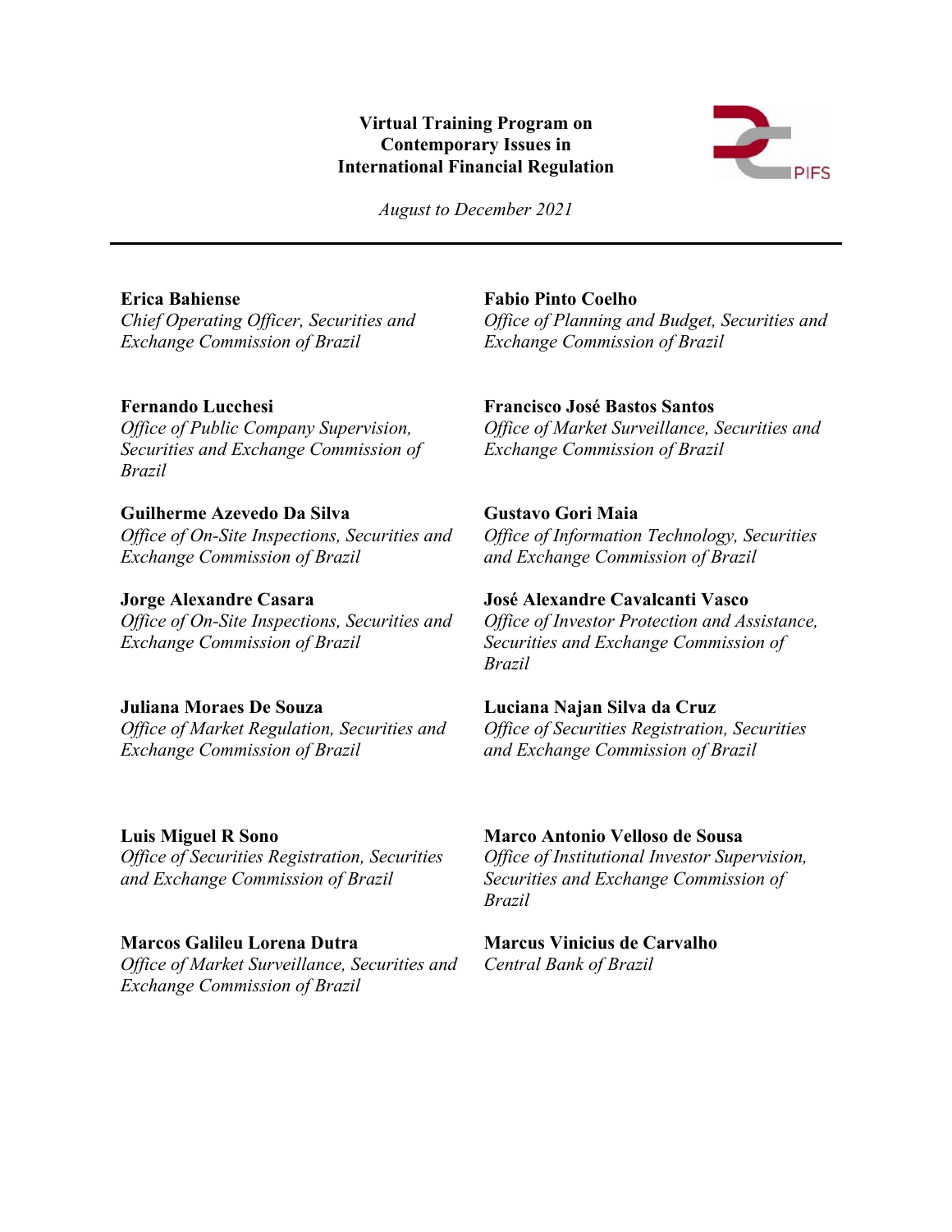**Virtual Training Program on Contemporary Issues in International Financial Regulation**

*August to December 2021*

---

**Erica Bahiense**
*Chief Operating Officer, Securities and Exchange Commission of Brazil*

**Fabio Pinto Coelho**
*Office of Planning and Budget, Securities and Exchange Commission of Brazil*

**Fernando Lucchesi**
*Office of Public Company Supervision, Securities and Exchange Commission of Brazil*

**Francisco José Bastos Santos**
*Office of Market Surveillance, Securities and Exchange Commission of Brazil*

**Guilherme Azevedo Da Silva**
*Office of On-Site Inspections, Securities and Exchange Commission of Brazil*

**Gustavo Gori Maia**
*Office of Information Technology, Securities and Exchange Commission of Brazil*

**Jorge Alexandre Casara**
*Office of On-Site Inspections, Securities and Exchange Commission of Brazil*

**José Alexandre Cavalcanti Vasco**
*Office of Investor Protection and Assistance, Securities and Exchange Commission of Brazil*

**Juliana Moraes De Souza**
*Office of Market Regulation, Securities and Exchange Commission of Brazil*

**Luciana Najan Silva da Cruz**
*Office of Securities Registration, Securities and Exchange Commission of Brazil*

**Luis Miguel R Sono**
*Office of Securities Registration, Securities and Exchange Commission of Brazil*

**Marco Antonio Velloso de Sousa**
*Office of Institutional Investor Supervision, Securities and Exchange Commission of Brazil*

**Marcos Galileu Lorena Dutra**
*Office of Market Surveillance, Securities and Exchange Commission of Brazil*

**Marcus Vinicius de Carvalho**
*Central Bank of Brazil*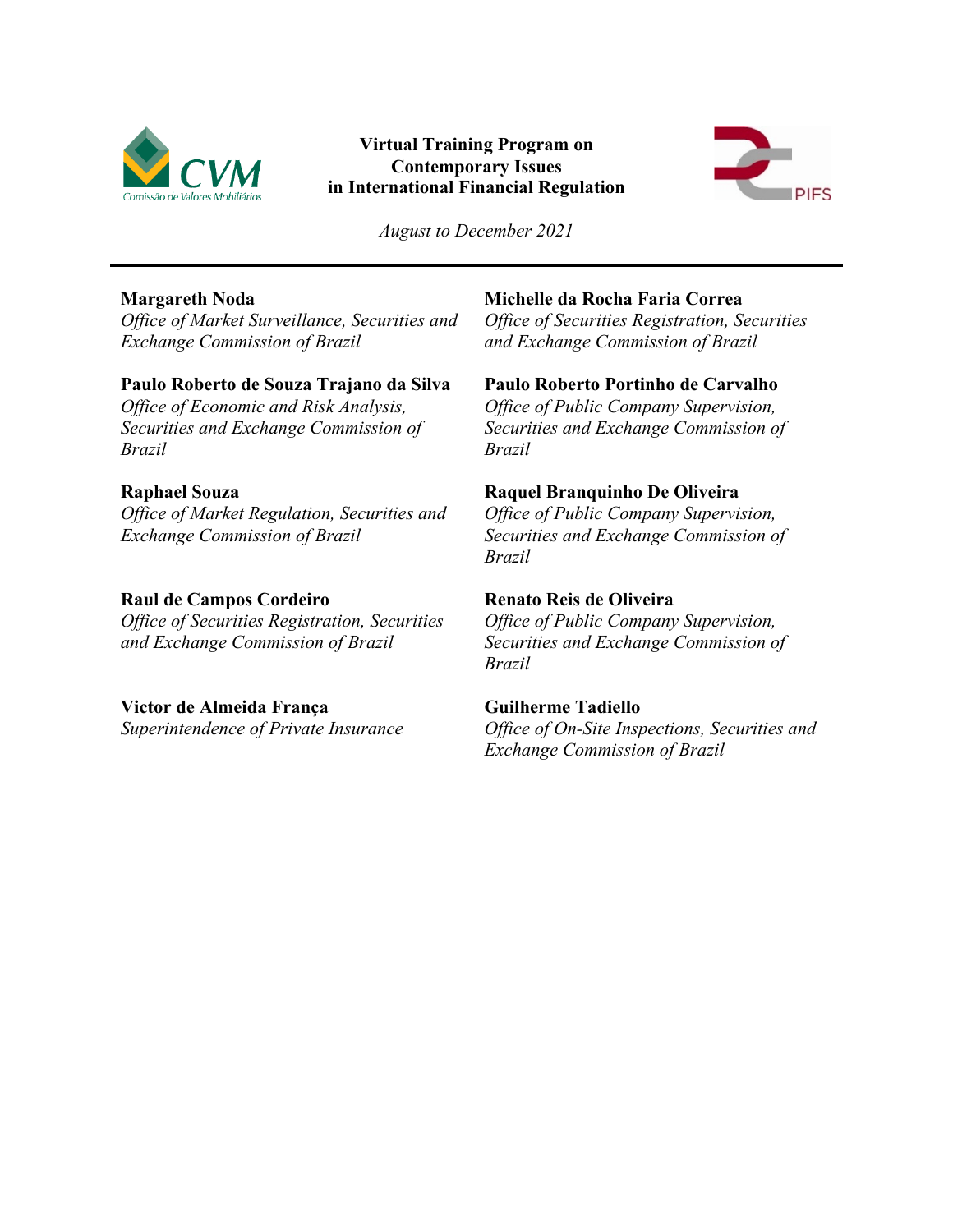**Virtual Training Program on Contemporary Issues in International Financial Regulation**

*August to December 2021*

---

**Margareth Noda**
*Office of Market Surveillance, Securities and Exchange Commission of Brazil*

**Paulo Roberto de Souza Trajano da Silva**
*Office of Economic and Risk Analysis, Securities and Exchange Commission of Brazil*

**Raphael Souza**
*Office of Market Regulation, Securities and Exchange Commission of Brazil*

**Raul de Campos Cordeiro**
*Office of Securities Registration, Securities and Exchange Commission of Brazil*

**Victor de Almeida França**
*Superintendence of Private Insurance*

**Michelle da Rocha Faria Correa**
*Office of Securities Registration, Securities and Exchange Commission of Brazil*

**Paulo Roberto Portinho de Carvalho**
*Office of Public Company Supervision, Securities and Exchange Commission of Brazil*

**Raquel Branquinho De Oliveira**
*Office of Public Company Supervision, Securities and Exchange Commission of Brazil*

**Renato Reis de Oliveira**
*Office of Public Company Supervision, Securities and Exchange Commission of Brazil*

**Guilherme Tadiello**
*Office of On-Site Inspections, Securities and Exchange Commission of Brazil*